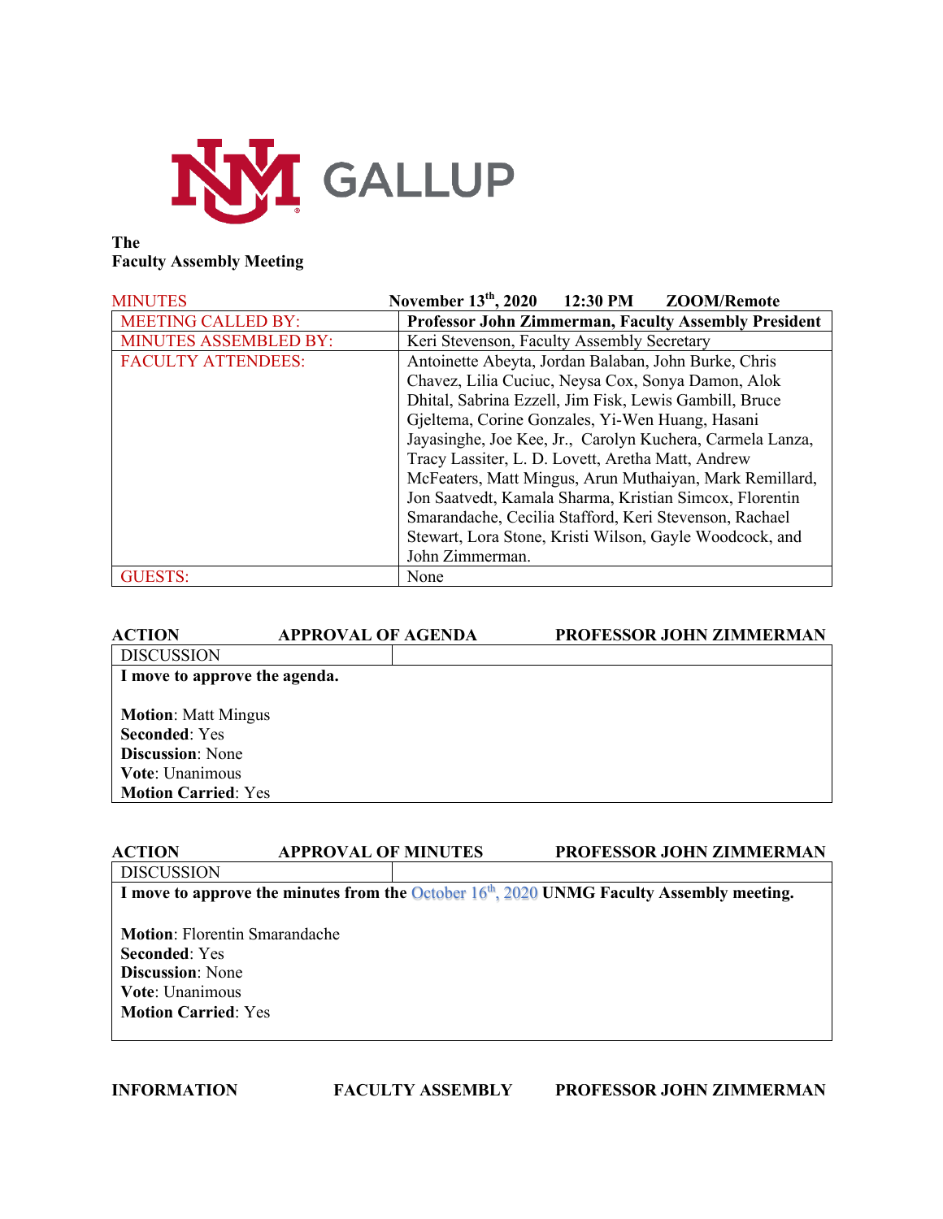UNM GALLUP

**The**
**Faculty Assembly Meeting**

| MINUTES | November 13th, 2020 12:30 PM ZOOM/Remote |
|---|---|
| MEETING CALLED BY: | **Professor John Zimmerman, Faculty Assembly President** |
| MINUTES ASSEMBLED BY: | Keri Stevenson, Faculty Assembly Secretary |
| FACULTY ATTENDEES: | Antoinette Abeyta, Jordan Balaban, John Burke, Chris Chavez, Lilia Cuciuc, Neysa Cox, Sonya Damon, Alok Dhital, Sabrina Ezzell, Jim Fisk, Lewis Gambill, Bruce Gjeltema, Corine Gonzales, Yi-Wen Huang, Hasani Jayasinghe, Joe Kee, Jr., Carolyn Kuchera, Carmela Lanza, Tracy Lassiter, L. D. Lovett, Aretha Matt, Andrew McFeaters, Matt Mingus, Arun Muthaiyan, Mark Remillard, Jon Saatvedt, Kamala Sharma, Kristian Simcox, Florentin Smarandache, Cecilia Stafford, Keri Stevenson, Rachael Stewart, Lora Stone, Kristi Wilson, Gayle Woodcock, and John Zimmerman. |
| GUESTS: | None |

**ACTION APPROVAL OF AGENDA PROFESSOR JOHN ZIMMERMAN**

DISCUSSION

**I move to approve the agenda.**

**Motion**: Matt Mingus
**Seconded**: Yes
**Discussion**: None
**Vote**: Unanimous
**Motion Carried**: Yes

**ACTION APPROVAL OF MINUTES PROFESSOR JOHN ZIMMERMAN**

DISCUSSION

**I move to approve the minutes from the** October 16th, 2020 **UNMG Faculty Assembly meeting.**

**Motion**: Florentin Smarandache
**Seconded**: Yes
**Discussion**: None
**Vote**: Unanimous
**Motion Carried**: Yes

**INFORMATION FACULTY ASSEMBLY PROFESSOR JOHN ZIMMERMAN**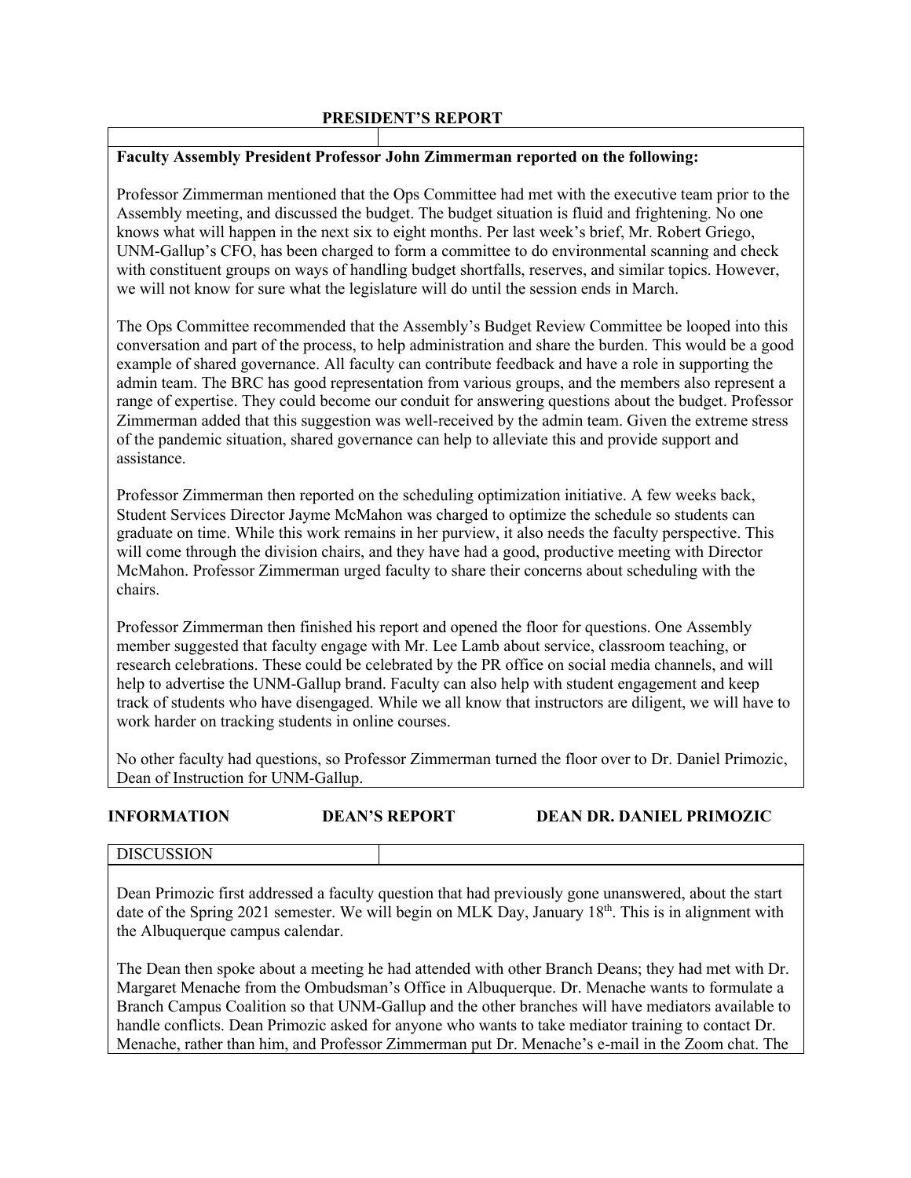**PRESIDENT'S REPORT**

**Faculty Assembly President Professor John Zimmerman reported on the following:**

Professor Zimmerman mentioned that the Ops Committee had met with the executive team prior to the Assembly meeting, and discussed the budget. The budget situation is fluid and frightening. No one knows what will happen in the next six to eight months. Per last week's brief, Mr. Robert Griego, UNM-Gallup's CFO, has been charged to form a committee to do environmental scanning and check with constituent groups on ways of handling budget shortfalls, reserves, and similar topics. However, we will not know for sure what the legislature will do until the session ends in March.

The Ops Committee recommended that the Assembly's Budget Review Committee be looped into this conversation and part of the process, to help administration and share the burden. This would be a good example of shared governance. All faculty can contribute feedback and have a role in supporting the admin team. The BRC has good representation from various groups, and the members also represent a range of expertise. They could become our conduit for answering questions about the budget. Professor Zimmerman added that this suggestion was well-received by the admin team. Given the extreme stress of the pandemic situation, shared governance can help to alleviate this and provide support and assistance.

Professor Zimmerman then reported on the scheduling optimization initiative. A few weeks back, Student Services Director Jayme McMahon was charged to optimize the schedule so students can graduate on time. While this work remains in her purview, it also needs the faculty perspective. This will come through the division chairs, and they have had a good, productive meeting with Director McMahon. Professor Zimmerman urged faculty to share their concerns about scheduling with the chairs.

Professor Zimmerman then finished his report and opened the floor for questions. One Assembly member suggested that faculty engage with Mr. Lee Lamb about service, classroom teaching, or research celebrations. These could be celebrated by the PR office on social media channels, and will help to advertise the UNM-Gallup brand. Faculty can also help with student engagement and keep track of students who have disengaged. While we all know that instructors are diligent, we will have to work harder on tracking students in online courses.

No other faculty had questions, so Professor Zimmerman turned the floor over to Dr. Daniel Primozic, Dean of Instruction for UNM-Gallup.

**INFORMATION** **DEAN'S REPORT** **DEAN DR. DANIEL PRIMOZIC**

DISCUSSION

Dean Primozic first addressed a faculty question that had previously gone unanswered, about the start date of the Spring 2021 semester. We will begin on MLK Day, January 18th. This is in alignment with the Albuquerque campus calendar.

The Dean then spoke about a meeting he had attended with other Branch Deans; they had met with Dr. Margaret Menache from the Ombudsman's Office in Albuquerque. Dr. Menache wants to formulate a Branch Campus Coalition so that UNM-Gallup and the other branches will have mediators available to handle conflicts. Dean Primozic asked for anyone who wants to take mediator training to contact Dr. Menache, rather than him, and Professor Zimmerman put Dr. Menache's e-mail in the Zoom chat. The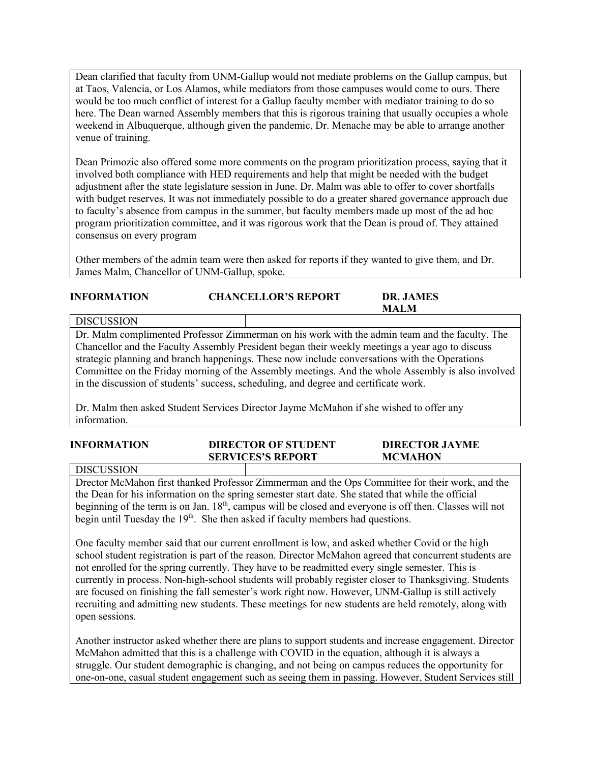Dean clarified that faculty from UNM-Gallup would not mediate problems on the Gallup campus, but at Taos, Valencia, or Los Alamos, while mediators from those campuses would come to ours. There would be too much conflict of interest for a Gallup faculty member with mediator training to do so here. The Dean warned Assembly members that this is rigorous training that usually occupies a whole weekend in Albuquerque, although given the pandemic, Dr. Menache may be able to arrange another venue of training.

Dean Primozic also offered some more comments on the program prioritization process, saying that it involved both compliance with HED requirements and help that might be needed with the budget adjustment after the state legislature session in June. Dr. Malm was able to offer to cover shortfalls with budget reserves. It was not immediately possible to do a greater shared governance approach due to faculty's absence from campus in the summer, but faculty members made up most of the ad hoc program prioritization committee, and it was rigorous work that the Dean is proud of. They attained consensus on every program

Other members of the admin team were then asked for reports if they wanted to give them, and Dr. James Malm, Chancellor of UNM-Gallup, spoke.

| **INFORMATION** | **CHANCELLOR'S REPORT** | **DR. JAMES MALM** |
|---|---|---|

DISCUSSION

Dr. Malm complimented Professor Zimmerman on his work with the admin team and the faculty. The Chancellor and the Faculty Assembly President began their weekly meetings a year ago to discuss strategic planning and branch happenings. These now include conversations with the Operations Committee on the Friday morning of the Assembly meetings. And the whole Assembly is also involved in the discussion of students' success, scheduling, and degree and certificate work.

Dr. Malm then asked Student Services Director Jayme McMahon if she wished to offer any information.

| **INFORMATION** | **DIRECTOR OF STUDENT SERVICES'S REPORT** | **DIRECTOR JAYME MCMAHON** |
|---|---|---|

DISCUSSION

Drector McMahon first thanked Professor Zimmerman and the Ops Committee for their work, and the the Dean for his information on the spring semester start date. She stated that while the official beginning of the term is on Jan. 18th, campus will be closed and everyone is off then. Classes will not begin until Tuesday the 19th. She then asked if faculty members had questions.

One faculty member said that our current enrollment is low, and asked whether Covid or the high school student registration is part of the reason. Director McMahon agreed that concurrent students are not enrolled for the spring currently. They have to be readmitted every single semester. This is currently in process. Non-high-school students will probably register closer to Thanksgiving. Students are focused on finishing the fall semester's work right now. However, UNM-Gallup is still actively recruiting and admitting new students. These meetings for new students are held remotely, along with open sessions.

Another instructor asked whether there are plans to support students and increase engagement. Director McMahon admitted that this is a challenge with COVID in the equation, although it is always a struggle. Our student demographic is changing, and not being on campus reduces the opportunity for one-on-one, casual student engagement such as seeing them in passing. However, Student Services still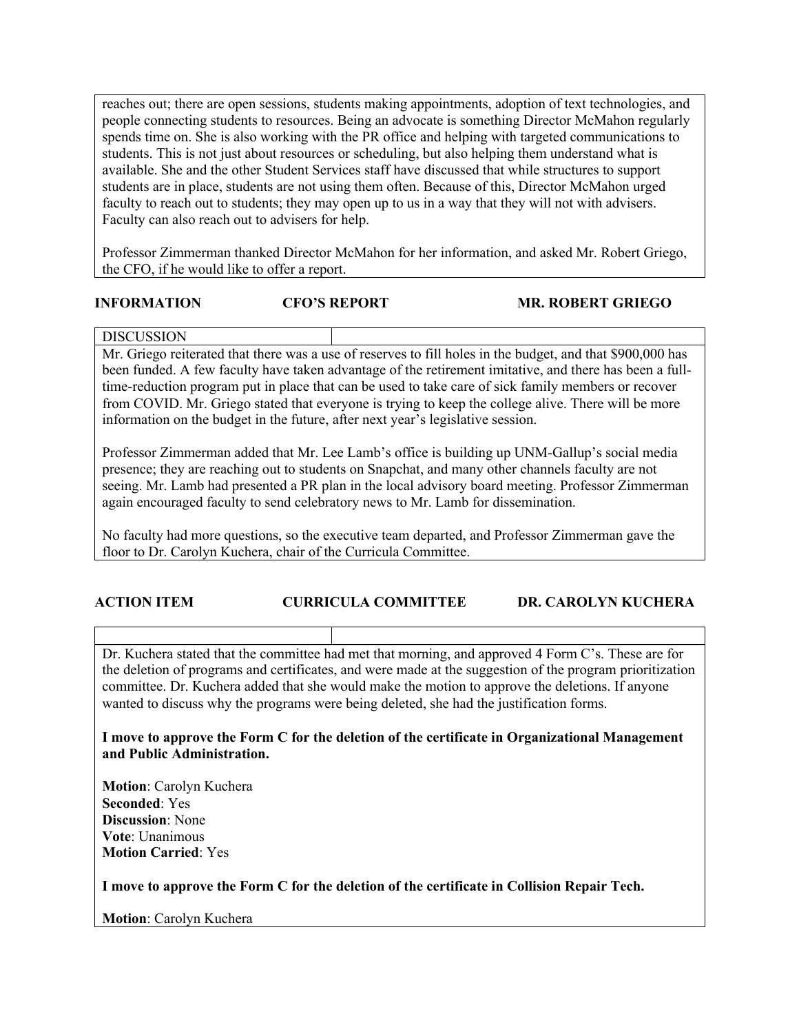reaches out; there are open sessions, students making appointments, adoption of text technologies, and people connecting students to resources. Being an advocate is something Director McMahon regularly spends time on. She is also working with the PR office and helping with targeted communications to students. This is not just about resources or scheduling, but also helping them understand what is available. She and the other Student Services staff have discussed that while structures to support students are in place, students are not using them often. Because of this, Director McMahon urged faculty to reach out to students; they may open up to us in a way that they will not with advisers. Faculty can also reach out to advisers for help.

Professor Zimmerman thanked Director McMahon for her information, and asked Mr. Robert Griego, the CFO, if he would like to offer a report.

**INFORMATION** **CFO'S REPORT** **MR. ROBERT GRIEGO**

DISCUSSION

Mr. Griego reiterated that there was a use of reserves to fill holes in the budget, and that $900,000 has been funded. A few faculty have taken advantage of the retirement imitative, and there has been a full-time-reduction program put in place that can be used to take care of sick family members or recover from COVID. Mr. Griego stated that everyone is trying to keep the college alive. There will be more information on the budget in the future, after next year's legislative session.

Professor Zimmerman added that Mr. Lee Lamb's office is building up UNM-Gallup's social media presence; they are reaching out to students on Snapchat, and many other channels faculty are not seeing. Mr. Lamb had presented a PR plan in the local advisory board meeting. Professor Zimmerman again encouraged faculty to send celebratory news to Mr. Lamb for dissemination.

No faculty had more questions, so the executive team departed, and Professor Zimmerman gave the floor to Dr. Carolyn Kuchera, chair of the Curricula Committee.

**ACTION ITEM** **CURRICULA COMMITTEE** **DR. CAROLYN KUCHERA**

Dr. Kuchera stated that the committee had met that morning, and approved 4 Form C's. These are for the deletion of programs and certificates, and were made at the suggestion of the program prioritization committee. Dr. Kuchera added that she would make the motion to approve the deletions. If anyone wanted to discuss why the programs were being deleted, she had the justification forms.

**I move to approve the Form C for the deletion of the certificate in Organizational Management and Public Administration.**

**Motion**: Carolyn Kuchera
**Seconded**: Yes
**Discussion**: None
**Vote**: Unanimous
**Motion Carried**: Yes

**I move to approve the Form C for the deletion of the certificate in Collision Repair Tech.**

**Motion**: Carolyn Kuchera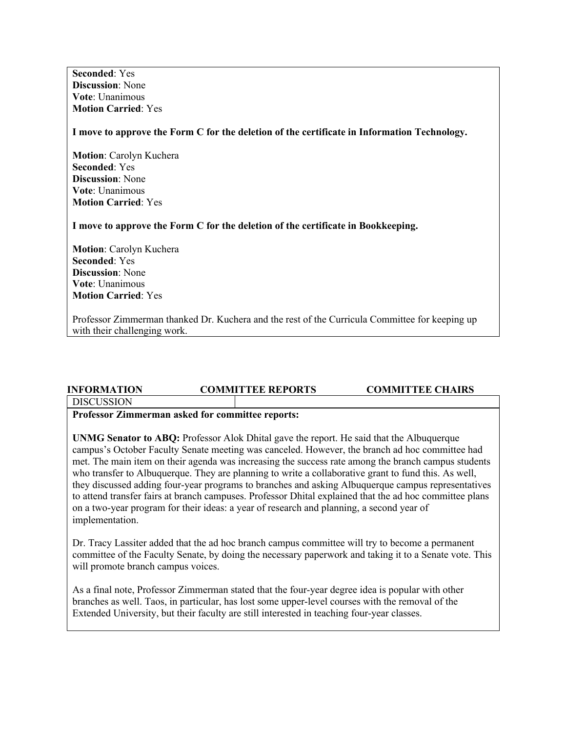**Seconded**: Yes
**Discussion**: None
**Vote**: Unanimous
**Motion Carried**: Yes

**I move to approve the Form C for the deletion of the certificate in Information Technology.**

**Motion**: Carolyn Kuchera
**Seconded**: Yes
**Discussion**: None
**Vote**: Unanimous
**Motion Carried**: Yes

**I move to approve the Form C for the deletion of the certificate in Bookkeeping.**

**Motion**: Carolyn Kuchera
**Seconded**: Yes
**Discussion**: None
**Vote**: Unanimous
**Motion Carried**: Yes

Professor Zimmerman thanked Dr. Kuchera and the rest of the Curricula Committee for keeping up with their challenging work.

| INFORMATION | COMMITTEE REPORTS | COMMITTEE CHAIRS |
| --- | --- | --- |

DISCUSSION

**Professor Zimmerman asked for committee reports:**

**UNMG Senator to ABQ:** Professor Alok Dhital gave the report. He said that the Albuquerque campus's October Faculty Senate meeting was canceled. However, the branch ad hoc committee had met. The main item on their agenda was increasing the success rate among the branch campus students who transfer to Albuquerque. They are planning to write a collaborative grant to fund this. As well, they discussed adding four-year programs to branches and asking Albuquerque campus representatives to attend transfer fairs at branch campuses. Professor Dhital explained that the ad hoc committee plans on a two-year program for their ideas: a year of research and planning, a second year of implementation.

Dr. Tracy Lassiter added that the ad hoc branch campus committee will try to become a permanent committee of the Faculty Senate, by doing the necessary paperwork and taking it to a Senate vote. This will promote branch campus voices.

As a final note, Professor Zimmerman stated that the four-year degree idea is popular with other branches as well. Taos, in particular, has lost some upper-level courses with the removal of the Extended University, but their faculty are still interested in teaching four-year classes.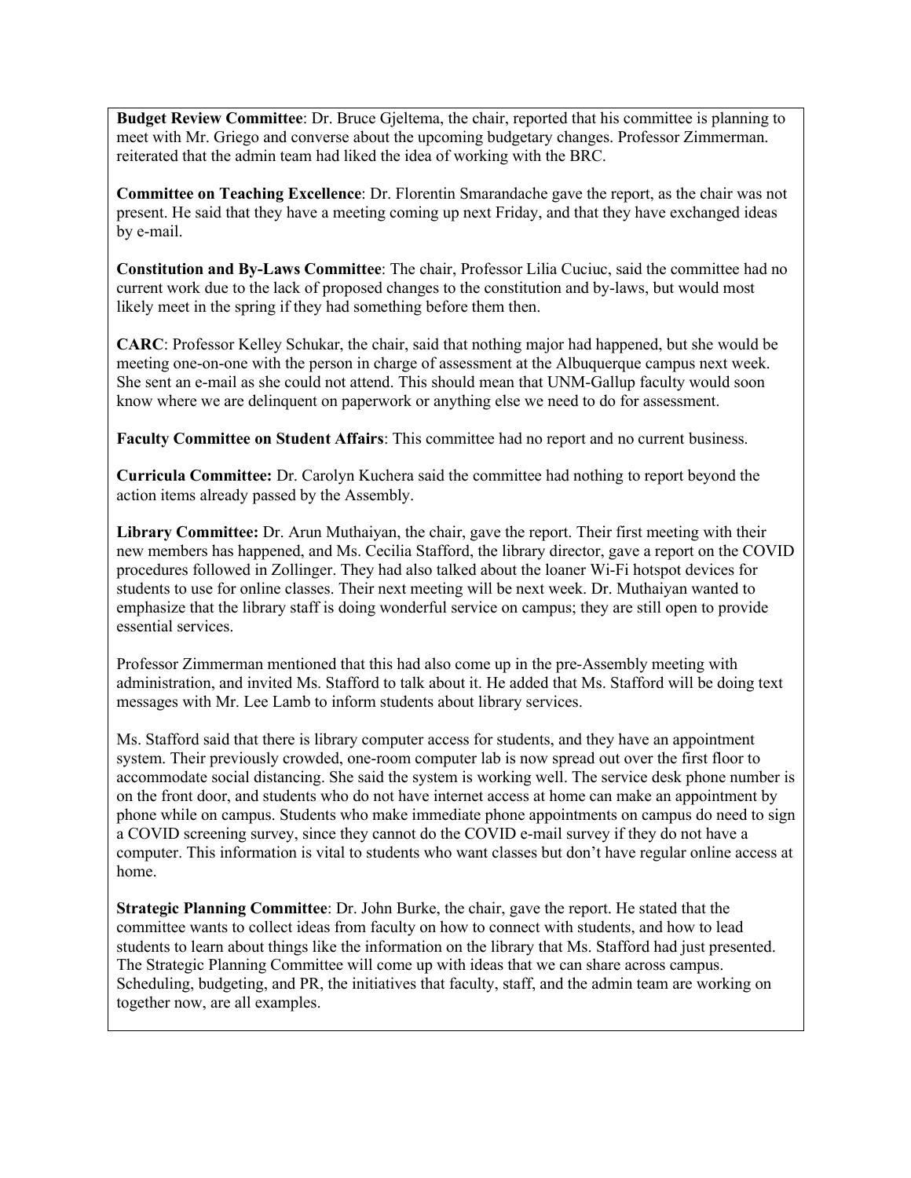**Budget Review Committee**: Dr. Bruce Gjeltema, the chair, reported that his committee is planning to meet with Mr. Griego and converse about the upcoming budgetary changes. Professor Zimmerman. reiterated that the admin team had liked the idea of working with the BRC.

**Committee on Teaching Excellence**: Dr. Florentin Smarandache gave the report, as the chair was not present. He said that they have a meeting coming up next Friday, and that they have exchanged ideas by e-mail.

**Constitution and By-Laws Committee**: The chair, Professor Lilia Cuciuc, said the committee had no current work due to the lack of proposed changes to the constitution and by-laws, but would most likely meet in the spring if they had something before them then.

**CARC**: Professor Kelley Schukar, the chair, said that nothing major had happened, but she would be meeting one-on-one with the person in charge of assessment at the Albuquerque campus next week. She sent an e-mail as she could not attend. This should mean that UNM-Gallup faculty would soon know where we are delinquent on paperwork or anything else we need to do for assessment.

**Faculty Committee on Student Affairs**: This committee had no report and no current business.

**Curricula Committee:** Dr. Carolyn Kuchera said the committee had nothing to report beyond the action items already passed by the Assembly.

**Library Committee:** Dr. Arun Muthaiyan, the chair, gave the report. Their first meeting with their new members has happened, and Ms. Cecilia Stafford, the library director, gave a report on the COVID procedures followed in Zollinger. They had also talked about the loaner Wi-Fi hotspot devices for students to use for online classes. Their next meeting will be next week. Dr. Muthaiyan wanted to emphasize that the library staff is doing wonderful service on campus; they are still open to provide essential services.

Professor Zimmerman mentioned that this had also come up in the pre-Assembly meeting with administration, and invited Ms. Stafford to talk about it. He added that Ms. Stafford will be doing text messages with Mr. Lee Lamb to inform students about library services.

Ms. Stafford said that there is library computer access for students, and they have an appointment system. Their previously crowded, one-room computer lab is now spread out over the first floor to accommodate social distancing. She said the system is working well. The service desk phone number is on the front door, and students who do not have internet access at home can make an appointment by phone while on campus. Students who make immediate phone appointments on campus do need to sign a COVID screening survey, since they cannot do the COVID e-mail survey if they do not have a computer. This information is vital to students who want classes but don't have regular online access at home.

**Strategic Planning Committee**: Dr. John Burke, the chair, gave the report. He stated that the committee wants to collect ideas from faculty on how to connect with students, and how to lead students to learn about things like the information on the library that Ms. Stafford had just presented. The Strategic Planning Committee will come up with ideas that we can share across campus. Scheduling, budgeting, and PR, the initiatives that faculty, staff, and the admin team are working on together now, are all examples.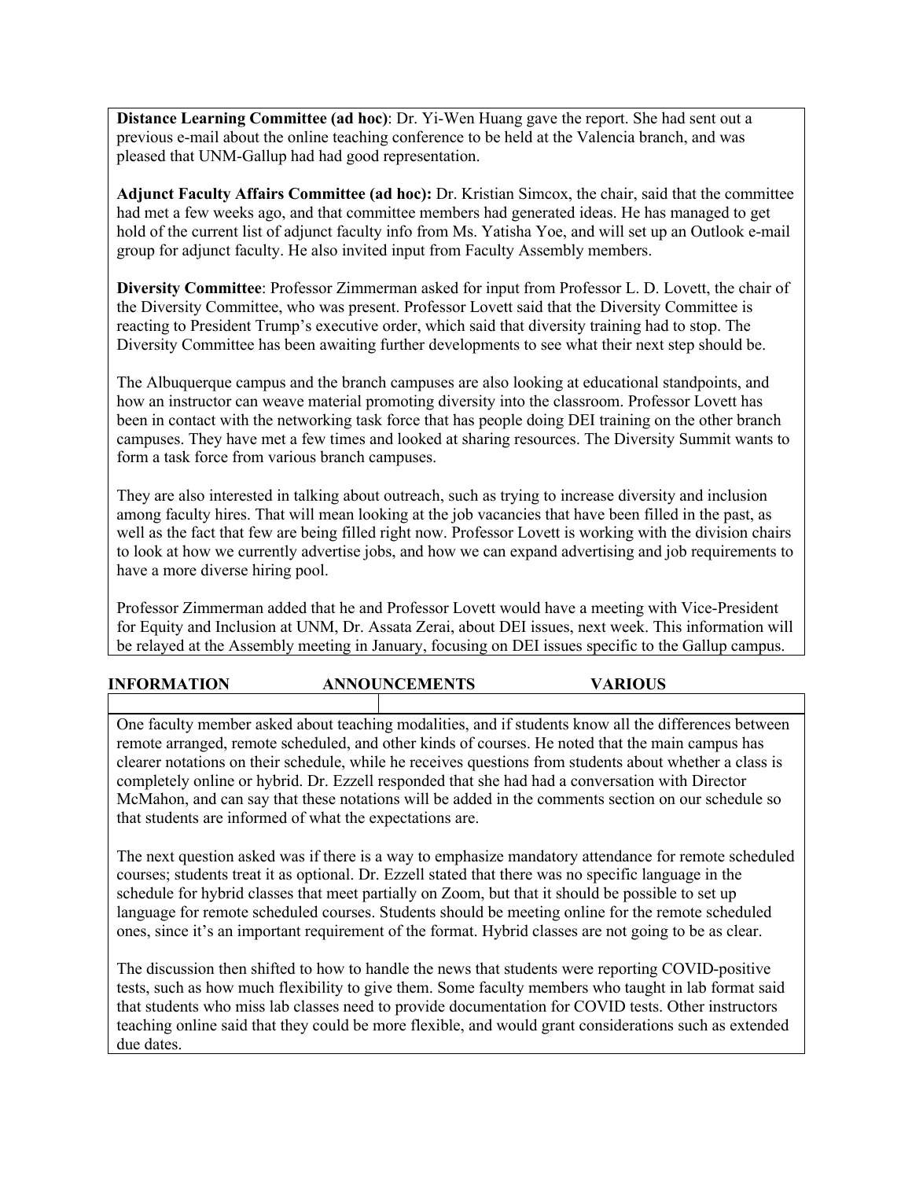**Distance Learning Committee (ad hoc)**: Dr. Yi-Wen Huang gave the report. She had sent out a previous e-mail about the online teaching conference to be held at the Valencia branch, and was pleased that UNM-Gallup had had good representation.

**Adjunct Faculty Affairs Committee (ad hoc):** Dr. Kristian Simcox, the chair, said that the committee had met a few weeks ago, and that committee members had generated ideas. He has managed to get hold of the current list of adjunct faculty info from Ms. Yatisha Yoe, and will set up an Outlook e-mail group for adjunct faculty. He also invited input from Faculty Assembly members.

**Diversity Committee**: Professor Zimmerman asked for input from Professor L. D. Lovett, the chair of the Diversity Committee, who was present. Professor Lovett said that the Diversity Committee is reacting to President Trump's executive order, which said that diversity training had to stop. The Diversity Committee has been awaiting further developments to see what their next step should be.

The Albuquerque campus and the branch campuses are also looking at educational standpoints, and how an instructor can weave material promoting diversity into the classroom. Professor Lovett has been in contact with the networking task force that has people doing DEI training on the other branch campuses. They have met a few times and looked at sharing resources. The Diversity Summit wants to form a task force from various branch campuses.

They are also interested in talking about outreach, such as trying to increase diversity and inclusion among faculty hires. That will mean looking at the job vacancies that have been filled in the past, as well as the fact that few are being filled right now. Professor Lovett is working with the division chairs to look at how we currently advertise jobs, and how we can expand advertising and job requirements to have a more diverse hiring pool.

Professor Zimmerman added that he and Professor Lovett would have a meeting with Vice-President for Equity and Inclusion at UNM, Dr. Assata Zerai, about DEI issues, next week. This information will be relayed at the Assembly meeting in January, focusing on DEI issues specific to the Gallup campus.

**INFORMATION ANNOUNCEMENTS VARIOUS**

One faculty member asked about teaching modalities, and if students know all the differences between remote arranged, remote scheduled, and other kinds of courses. He noted that the main campus has clearer notations on their schedule, while he receives questions from students about whether a class is completely online or hybrid. Dr. Ezzell responded that she had had a conversation with Director McMahon, and can say that these notations will be added in the comments section on our schedule so that students are informed of what the expectations are.

The next question asked was if there is a way to emphasize mandatory attendance for remote scheduled courses; students treat it as optional. Dr. Ezzell stated that there was no specific language in the schedule for hybrid classes that meet partially on Zoom, but that it should be possible to set up language for remote scheduled courses. Students should be meeting online for the remote scheduled ones, since it's an important requirement of the format. Hybrid classes are not going to be as clear.

The discussion then shifted to how to handle the news that students were reporting COVID-positive tests, such as how much flexibility to give them. Some faculty members who taught in lab format said that students who miss lab classes need to provide documentation for COVID tests. Other instructors teaching online said that they could be more flexible, and would grant considerations such as extended due dates.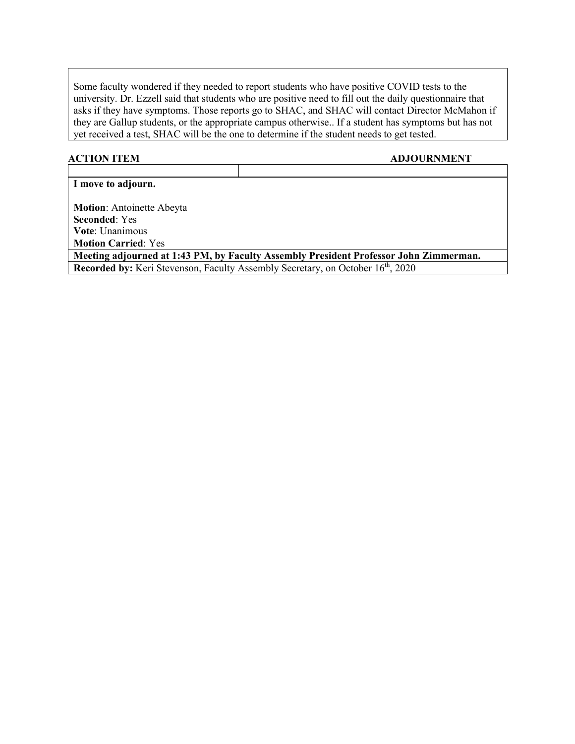Some faculty wondered if they needed to report students who have positive COVID tests to the university. Dr. Ezzell said that students who are positive need to fill out the daily questionnaire that asks if they have symptoms. Those reports go to SHAC, and SHAC will contact Director McMahon if they are Gallup students, or the appropriate campus otherwise.. If a student has symptoms but has not yet received a test, SHAC will be the one to determine if the student needs to get tested.

**ACTION ITEM** **ADJOURNMENT**

**I move to adjourn.**

**Motion**: Antoinette Abeyta
**Seconded**: Yes
**Vote**: Unanimous
**Motion Carried**: Yes

**Meeting adjourned at 1:43 PM, by Faculty Assembly President Professor John Zimmerman.**

**Recorded by:** Keri Stevenson, Faculty Assembly Secretary, on October 16th, 2020